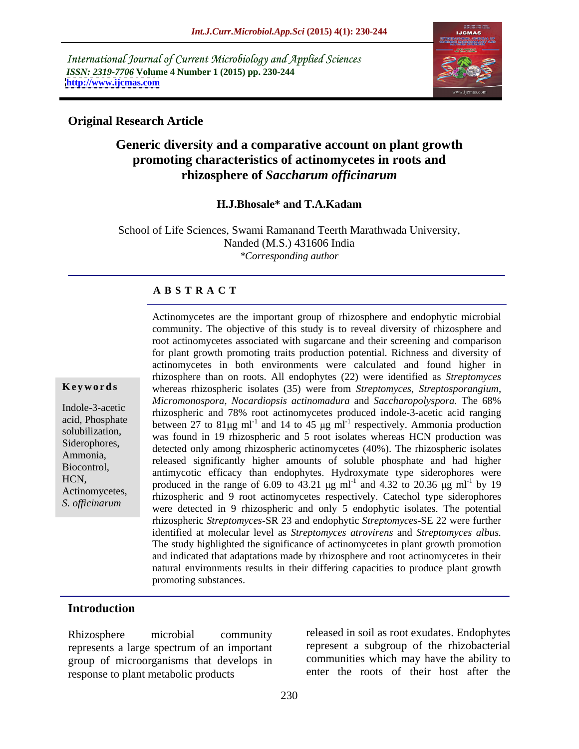International Journal of Current Microbiology and Applied Sciences
*ISSN: 2319-7706* **Volume 4 Number 1 (2015) pp. 230-244**
**http://www.ijcmas.com**

**Original Research Article**

# Generic diversity and a comparative account on plant growth promoting characteristics of actinomycetes in roots and rhizosphere of *Saccharum officinarum*

**H.J.Bhosale\* and T.A.Kadam**

School of Life Sciences, Swami Ramanand Teerth Marathwada University, Nanded (M.S.) 431606 India
*\*Corresponding author*

## A B S T R A C T

**Keywords**

Indole-3-acetic acid, Phosphate solubilization, Siderophores, Ammonia, Biocontrol, HCN, Actinomycetes, *S. officinarum*

Actinomycetes are the important group of rhizosphere and endophytic microbial community. The objective of this study is to reveal diversity of rhizosphere and root actinomycetes associated with sugarcane and their screening and comparison for plant growth promoting traits production potential. Richness and diversity of actinomycetes in both environments were calculated and found higher in rhizosphere than on roots. All endophytes (22) were identified as *Streptomyces* whereas rhizospheric isolates (35) were from *Streptomyces*, *Streptosporangium*, *Micromonospora*, *Nocardiopsis actinomadura* and *Saccharopolyspora.* The 68% rhizospheric and 78% root actinomycetes produced indole-3-acetic acid ranging between 27 to 81$\mu$g ml$^{-1}$ and 14 to 45 $\mu$g ml$^{-1}$ respectively. Ammonia production was found in 19 rhizospheric and 5 root isolates whereas HCN production was detected only among rhizospheric actinomycetes (40%). The rhizospheric isolates released significantly higher amounts of soluble phosphate and had higher antimycotic efficacy than endophytes. Hydroxymate type siderophores were produced in the range of 6.09 to 43.21 $\mu$g ml$^{-1}$ and 4.32 to 20.36 $\mu$g ml$^{-1}$ by 19 rhizospheric and 9 root actinomycetes respectively. Catechol type siderophores were detected in 9 rhizospheric and only 5 endophytic isolates. The potential rhizospheric *Streptomyces*-SR 23 and endophytic *Streptomyces*-SE 22 were further identified at molecular level as *Streptomyces atrovirens* and *Streptomyces albus.* The study highlighted the significance of actinomycetes in plant growth promotion and indicated that adaptations made by rhizosphere and root actinomycetes in their natural environments results in their differing capacities to produce plant growth promoting substances.

## Introduction

Rhizosphere microbial community represents a large spectrum of an important group of microorganisms that develops in response to plant metabolic products released in soil as root exudates. Endophytes represent a subgroup of the rhizobacterial communities which may have the ability to enter the roots of their host after the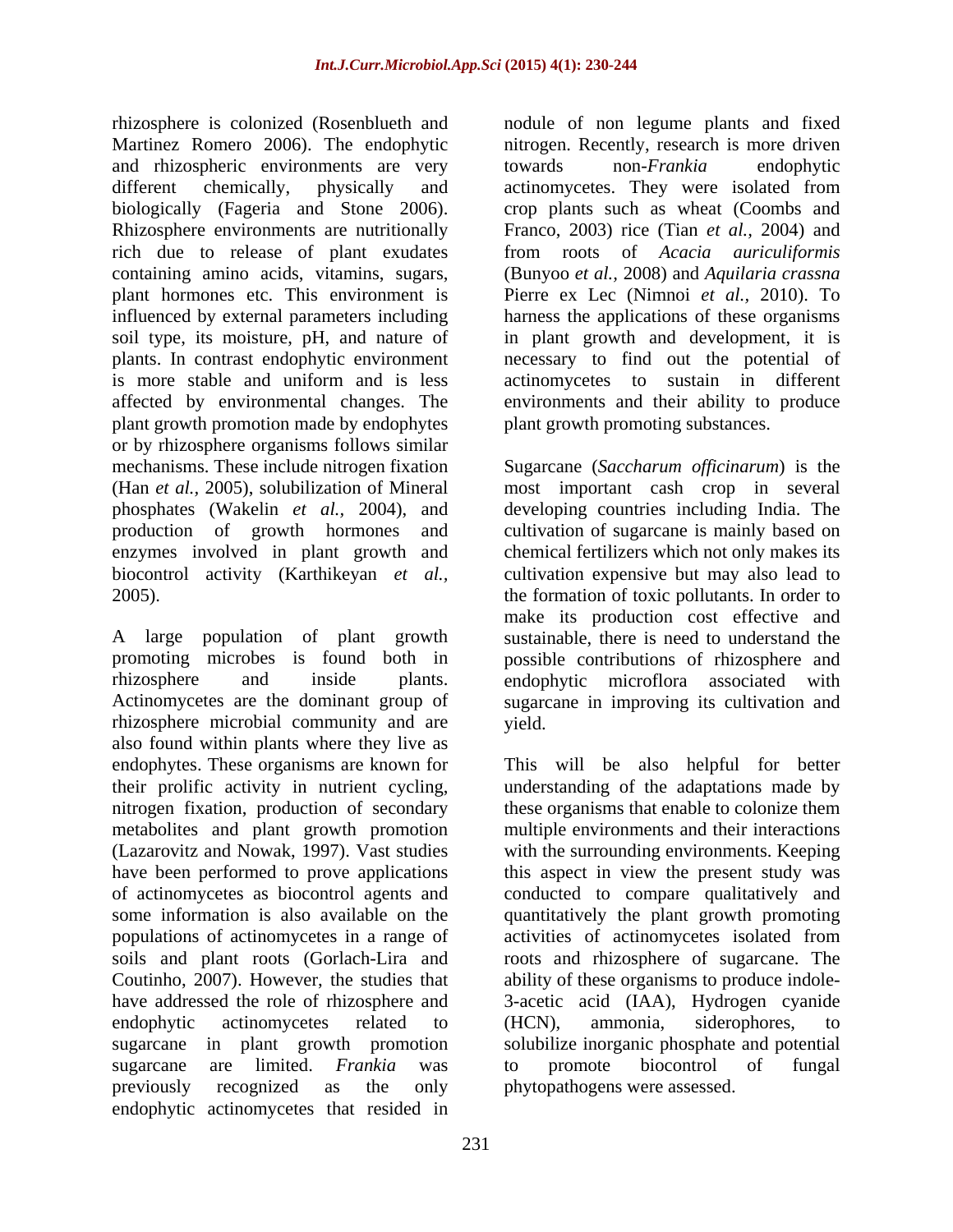rhizosphere is colonized (Rosenblueth and Martinez Romero 2006). The endophytic and rhizospheric environments are very different chemically, physically and biologically (Fageria and Stone 2006). Rhizosphere environments are nutritionally rich due to release of plant exudates containing amino acids, vitamins, sugars, plant hormones etc. This environment is influenced by external parameters including soil type, its moisture, pH, and nature of plants. In contrast endophytic environment is more stable and uniform and is less affected by environmental changes. The plant growth promotion made by endophytes or by rhizosphere organisms follows similar mechanisms. These include nitrogen fixation (Han *et al.,* 2005), solubilization of Mineral phosphates (Wakelin *et al.,* 2004), and production of growth hormones and enzymes involved in plant growth and biocontrol activity (Karthikeyan *et al.,* 2005).

A large population of plant growth promoting microbes is found both in rhizosphere and inside plants. Actinomycetes are the dominant group of rhizosphere microbial community and are also found within plants where they live as endophytes. These organisms are known for their prolific activity in nutrient cycling, nitrogen fixation, production of secondary metabolites and plant growth promotion (Lazarovitz and Nowak, 1997). Vast studies have been performed to prove applications of actinomycetes as biocontrol agents and some information is also available on the populations of actinomycetes in a range of soils and plant roots (Gorlach-Lira and Coutinho, 2007). However, the studies that have addressed the role of rhizosphere and endophytic actinomycetes related to sugarcane in plant growth promotion sugarcane are limited. *Frankia* was previously recognized as the only endophytic actinomycetes that resided in nodule of non legume plants and fixed nitrogen. Recently, research is more driven towards non-*Frankia* endophytic actinomycetes. They were isolated from crop plants such as wheat (Coombs and Franco, 2003) rice (Tian *et al.,* 2004) and from roots of *Acacia auriculiformis* (Bunyoo *et al.,* 2008) and *Aquilaria crassna* Pierre ex Lec (Nimnoi *et al.,* 2010). To harness the applications of these organisms in plant growth and development, it is necessary to find out the potential of actinomycetes to sustain in different environments and their ability to produce plant growth promoting substances.

Sugarcane (*Saccharum officinarum*) is the most important cash crop in several developing countries including India. The cultivation of sugarcane is mainly based on chemical fertilizers which not only makes its cultivation expensive but may also lead to the formation of toxic pollutants. In order to make its production cost effective and sustainable, there is need to understand the possible contributions of rhizosphere and endophytic microflora associated with sugarcane in improving its cultivation and yield.

This will be also helpful for better understanding of the adaptations made by these organisms that enable to colonize them multiple environments and their interactions with the surrounding environments. Keeping this aspect in view the present study was conducted to compare qualitatively and quantitatively the plant growth promoting activities of actinomycetes isolated from roots and rhizosphere of sugarcane. The ability of these organisms to produce indole-3-acetic acid (IAA), Hydrogen cyanide (HCN), ammonia, siderophores, to solubilize inorganic phosphate and potential to promote biocontrol of fungal phytopathogens were assessed.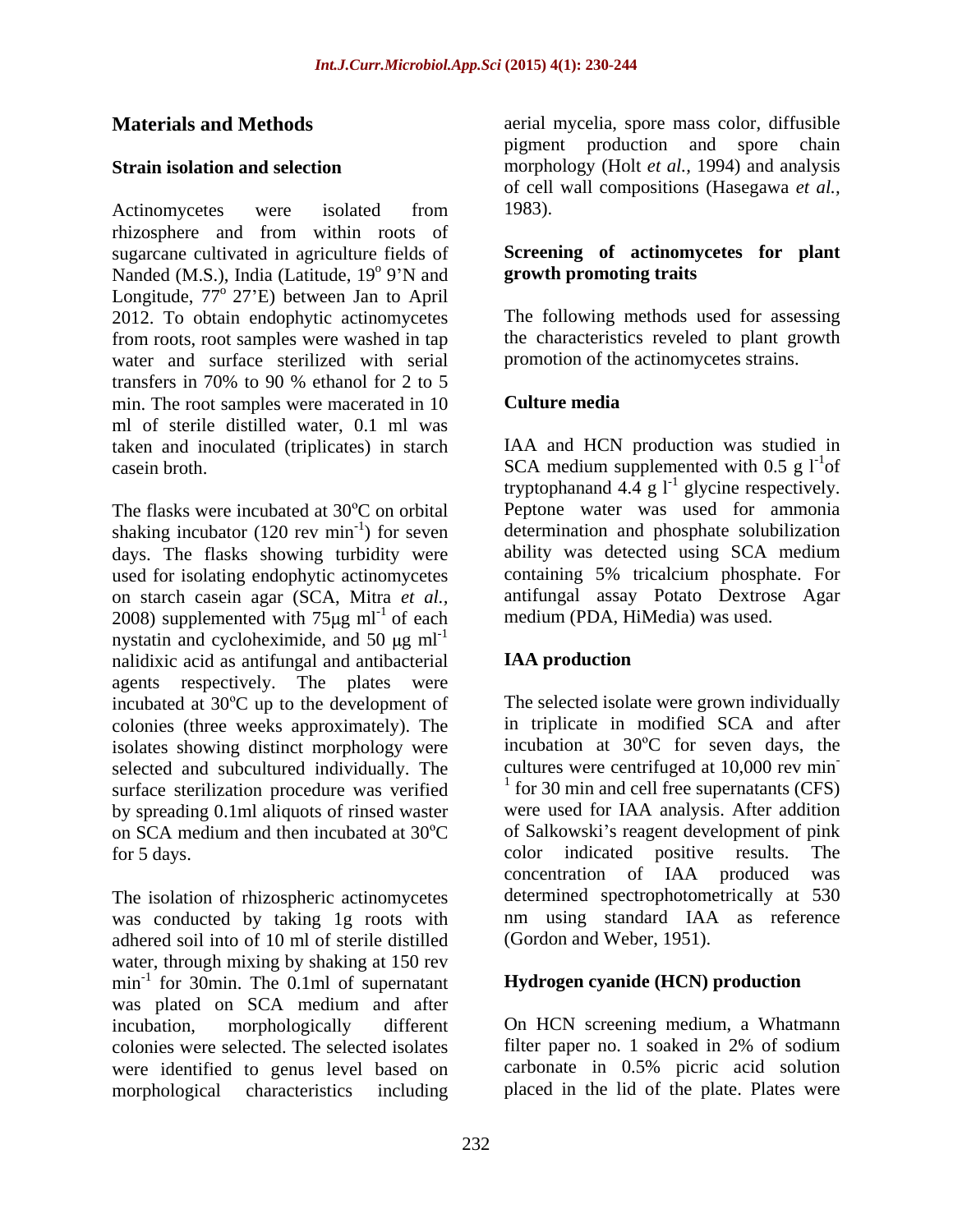## Materials and Methods

### Strain isolation and selection

Actinomycetes were isolated from rhizosphere and from within roots of sugarcane cultivated in agriculture fields of Nanded (M.S.), India (Latitude, 19$^{o}$ 9'N and Longitude, 77$^{o}$ 27'E) between Jan to April 2012. To obtain endophytic actinomycetes from roots, root samples were washed in tap water and surface sterilized with serial transfers in 70% to 90 % ethanol for 2 to 5 min. The root samples were macerated in 10 ml of sterile distilled water, 0.1 ml was taken and inoculated (triplicates) in starch casein broth.

The flasks were incubated at 30$^{o}$C on orbital shaking incubator (120 rev min$^{-1}$) for seven days. The flasks showing turbidity were used for isolating endophytic actinomycetes on starch casein agar (SCA, Mitra *et al.*, 2008) supplemented with 75μg ml$^{-1}$ of each nystatin and cycloheximide, and 50 μg ml$^{-1}$ nalidixic acid as antifungal and antibacterial agents respectively. The plates were incubated at 30$^{o}$C up to the development of colonies (three weeks approximately). The isolates showing distinct morphology were selected and subcultured individually. The surface sterilization procedure was verified by spreading 0.1ml aliquots of rinsed waster on SCA medium and then incubated at 30$^{o}$C for 5 days.

The isolation of rhizospheric actinomycetes was conducted by taking 1g roots with adhered soil into of 10 ml of sterile distilled water, through mixing by shaking at 150 rev min$^{-1}$ for 30min. The 0.1ml of supernatant was plated on SCA medium and after incubation, morphologically different colonies were selected. The selected isolates were identified to genus level based on morphological characteristics including aerial mycelia, spore mass color, diffusible pigment production and spore chain morphology (Holt *et al.*, 1994) and analysis of cell wall compositions (Hasegawa *et al.*, 1983).

### Screening of actinomycetes for plant growth promoting traits

The following methods used for assessing the characteristics reveled to plant growth promotion of the actinomycetes strains.

### Culture media

IAA and HCN production was studied in SCA medium supplemented with 0.5 g l$^{-1}$of tryptophanand 4.4 g l$^{-1}$ glycine respectively. Peptone water was used for ammonia determination and phosphate solubilization ability was detected using SCA medium containing 5% tricalcium phosphate. For antifungal assay Potato Dextrose Agar medium (PDA, HiMedia) was used.

### IAA production

The selected isolate were grown individually in triplicate in modified SCA and after incubation at 30$^{o}$C for seven days, the cultures were centrifuged at 10,000 rev min$^{-1}$ for 30 min and cell free supernatants (CFS) were used for IAA analysis. After addition of Salkowski's reagent development of pink color indicated positive results. The concentration of IAA produced was determined spectrophotometrically at 530 nm using standard IAA as reference (Gordon and Weber, 1951).

### Hydrogen cyanide (HCN) production

On HCN screening medium, a Whatmann filter paper no. 1 soaked in 2% of sodium carbonate in 0.5% picric acid solution placed in the lid of the plate. Plates were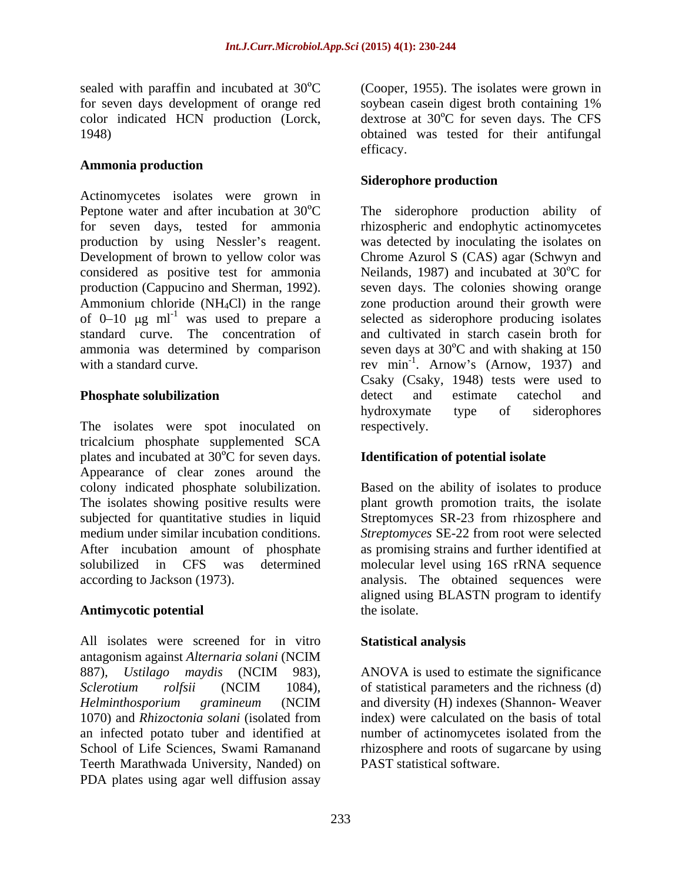sealed with paraffin and incubated at 30°C for seven days development of orange red color indicated HCN production (Lorck, 1948)

### Ammonia production

Actinomycetes isolates were grown in Peptone water and after incubation at 30°C for seven days, tested for ammonia production by using Nessler's reagent. Development of brown to yellow color was considered as positive test for ammonia production (Cappucino and Sherman, 1992). Ammonium chloride ($NH_4Cl$) in the range of 0–10 μg $ml^{-1}$ was used to prepare a standard curve. The concentration of ammonia was determined by comparison with a standard curve.

### Phosphate solubilization

The isolates were spot inoculated on tricalcium phosphate supplemented SCA plates and incubated at 30°C for seven days. Appearance of clear zones around the colony indicated phosphate solubilization. The isolates showing positive results were subjected for quantitative studies in liquid medium under similar incubation conditions. After incubation amount of phosphate solubilized in CFS was determined according to Jackson (1973).

### Antimycotic potential

All isolates were screened for in vitro antagonism against *Alternaria solani* (NCIM 887), *Ustilago maydis* (NCIM 983), *Sclerotium rolfsii* (NCIM 1084), *Helminthosporium gramineum* (NCIM 1070) and *Rhizoctonia solani* (isolated from an infected potato tuber and identified at School of Life Sciences, Swami Ramanand Teerth Marathwada University, Nanded) on PDA plates using agar well diffusion assay (Cooper, 1955). The isolates were grown in soybean casein digest broth containing 1% dextrose at 30°C for seven days. The CFS obtained was tested for their antifungal efficacy.

### Siderophore production

The siderophore production ability of rhizospheric and endophytic actinomycetes was detected by inoculating the isolates on Chrome Azurol S (CAS) agar (Schwyn and Neilands, 1987) and incubated at 30°C for seven days. The colonies showing orange zone production around their growth were selected as siderophore producing isolates and cultivated in starch casein broth for seven days at 30°C and with shaking at 150 rev $min^{-1}$. Arnow's (Arnow, 1937) and Csaky (Csaky, 1948) tests were used to detect and estimate catechol and hydroxymate type of siderophores respectively.

### Identification of potential isolate

Based on the ability of isolates to produce plant growth promotion traits, the isolate Streptomyces SR-23 from rhizosphere and *Streptomyces* SE-22 from root were selected as promising strains and further identified at molecular level using 16S rRNA sequence analysis. The obtained sequences were aligned using BLASTN program to identify the isolate.

### Statistical analysis

ANOVA is used to estimate the significance of statistical parameters and the richness (d) and diversity (H) indexes (Shannon- Weaver index) were calculated on the basis of total number of actinomycetes isolated from the rhizosphere and roots of sugarcane by using PAST statistical software.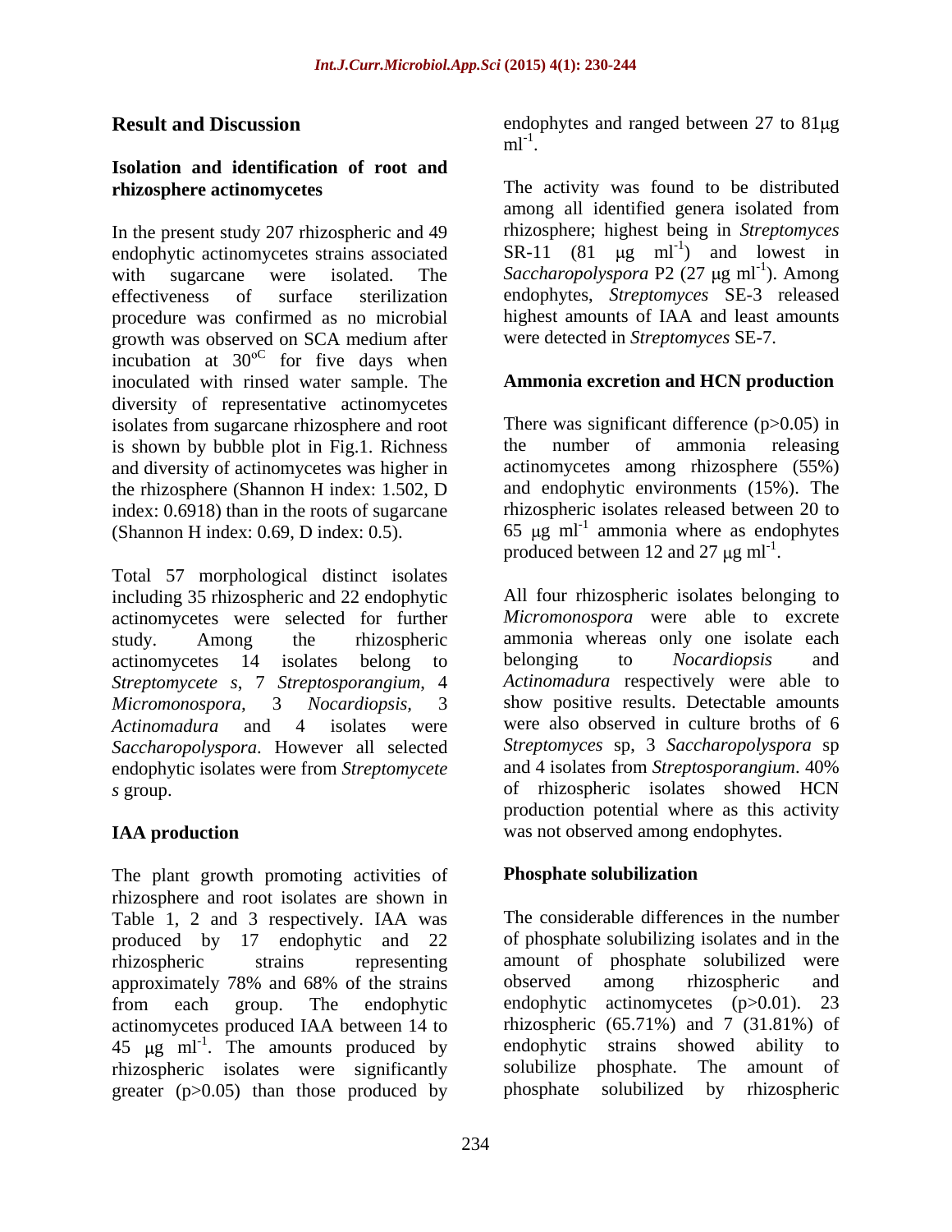## Result and Discussion

### Isolation and identification of root and rhizosphere actinomycetes

In the present study 207 rhizospheric and 49 endophytic actinomycetes strains associated with sugarcane were isolated. The effectiveness of surface sterilization procedure was confirmed as no microbial growth was observed on SCA medium after incubation at $30^{oC}$ for five days when inoculated with rinsed water sample. The diversity of representative actinomycetes isolates from sugarcane rhizosphere and root is shown by bubble plot in Fig.1. Richness and diversity of actinomycetes was higher in the rhizosphere (Shannon H index: 1.502, D index: 0.6918) than in the roots of sugarcane (Shannon H index: 0.69, D index: 0.5).

Total 57 morphological distinct isolates including 35 rhizospheric and 22 endophytic actinomycetes were selected for further study. Among the rhizospheric actinomycetes 14 isolates belong to *Streptomycete s*, 7 *Streptosporangium*, 4 *Micromonospora,* 3 *Nocardiopsis,* 3 *Actinomadura* and 4 isolates were *Saccharopolyspora*. However all selected endophytic isolates were from *Streptomycete s* group.

### IAA production

The plant growth promoting activities of rhizosphere and root isolates are shown in Table 1, 2 and 3 respectively. IAA was produced by 17 endophytic and 22 rhizospheric strains representing approximately 78% and 68% of the strains from each group. The endophytic actinomycetes produced IAA between 14 to 45 μg $ml^{-1}$. The amounts produced by rhizospheric isolates were significantly greater ($p>0.05$) than those produced by endophytes and ranged between 27 to 81μg $ml^{-1}$.

The activity was found to be distributed among all identified genera isolated from rhizosphere; highest being in *Streptomyces* SR-11 (81 μg $ml^{-1}$) and lowest in *Saccharopolyspora* P2 (27 μg $ml^{-1}$). Among endophytes, *Streptomyces* SE-3 released highest amounts of IAA and least amounts were detected in *Streptomyces* SE-7.

### Ammonia excretion and HCN production

There was significant difference ($p>0.05$) in the number of ammonia releasing actinomycetes among rhizosphere (55%) and endophytic environments (15%). The rhizospheric isolates released between 20 to 65 μg $ml^{-1}$ ammonia where as endophytes produced between 12 and 27 μg $ml^{-1}$.

All four rhizospheric isolates belonging to *Micromonospora* were able to excrete ammonia whereas only one isolate each belonging to *Nocardiopsis* and *Actinomadura* respectively were able to show positive results. Detectable amounts were also observed in culture broths of 6 *Streptomyces* sp, 3 *Saccharopolyspora* sp and 4 isolates from *Streptosporangium*. 40% of rhizospheric isolates showed HCN production potential where as this activity was not observed among endophytes.

### Phosphate solubilization

The considerable differences in the number of phosphate solubilizing isolates and in the amount of phosphate solubilized were observed among rhizospheric and endophytic actinomycetes ($p>0.01$). 23 rhizospheric (65.71%) and 7 (31.81%) of endophytic strains showed ability to solubilize phosphate. The amount of phosphate solubilized by rhizospheric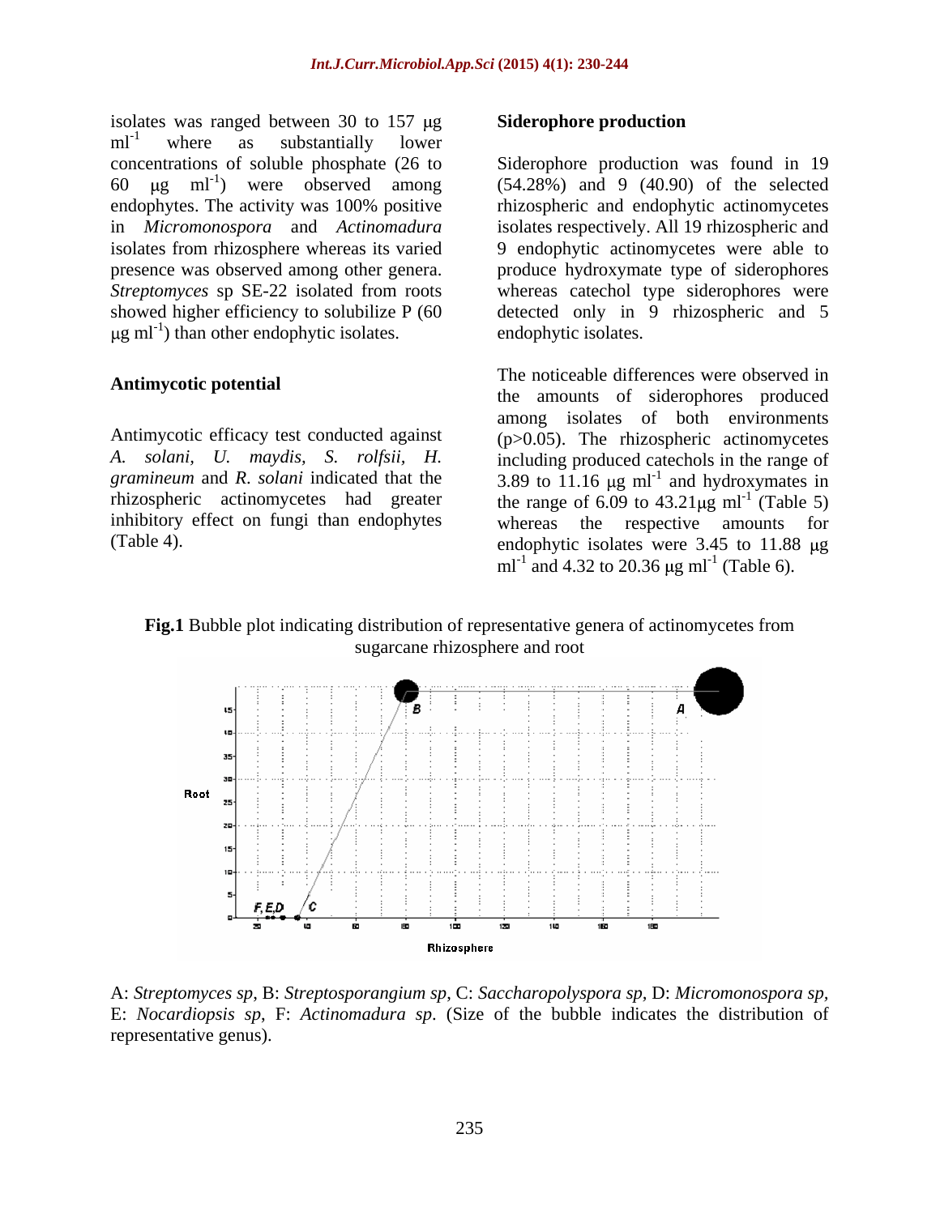isolates was ranged between 30 to 157 μg $ml^{-1}$ where as substantially lower concentrations of soluble phosphate (26 to 60 μg $ml^{-1}$) were observed among endophytes. The activity was 100% positive in *Micromonospora* and *Actinomadura* isolates from rhizosphere whereas its varied presence was observed among other genera. *Streptomyces* sp SE-22 isolated from roots showed higher efficiency to solubilize P (60 μg $ml^{-1}$) than other endophytic isolates.

## Antimycotic potential

Antimycotic efficacy test conducted against *A. solani, U. maydis, S. rolfsii, H. gramineum* and *R. solani* indicated that the rhizospheric actinomycetes had greater inhibitory effect on fungi than endophytes (Table 4).

## Siderophore production

Siderophore production was found in 19 (54.28%) and 9 (40.90) of the selected rhizospheric and endophytic actinomycetes isolates respectively. All 19 rhizospheric and 9 endophytic actinomycetes were able to produce hydroxymate type of siderophores whereas catechol type siderophores were detected only in 9 rhizospheric and 5 endophytic isolates.

The noticeable differences were observed in the amounts of siderophores produced among isolates of both environments ($p>0.05$). The rhizospheric actinomycetes including produced catechols in the range of 3.89 to 11.16 μg $ml^{-1}$ and hydroxymates in the range of 6.09 to 43.21μg $ml^{-1}$ (Table 5) whereas the respective amounts for endophytic isolates were 3.45 to 11.88 μg $ml^{-1}$ and 4.32 to 20.36 μg $ml^{-1}$ (Table 6).

**Fig.1** Bubble plot indicating distribution of representative genera of actinomycetes from sugarcane rhizosphere and root

A: *Streptomyces sp*, B: *Streptosporangium sp*, C: *Saccharopolyspora sp*, D: *Micromonospora sp*, E: *Nocardiopsis sp*, F: *Actinomadura sp*. (Size of the bubble indicates the distribution of representative genus).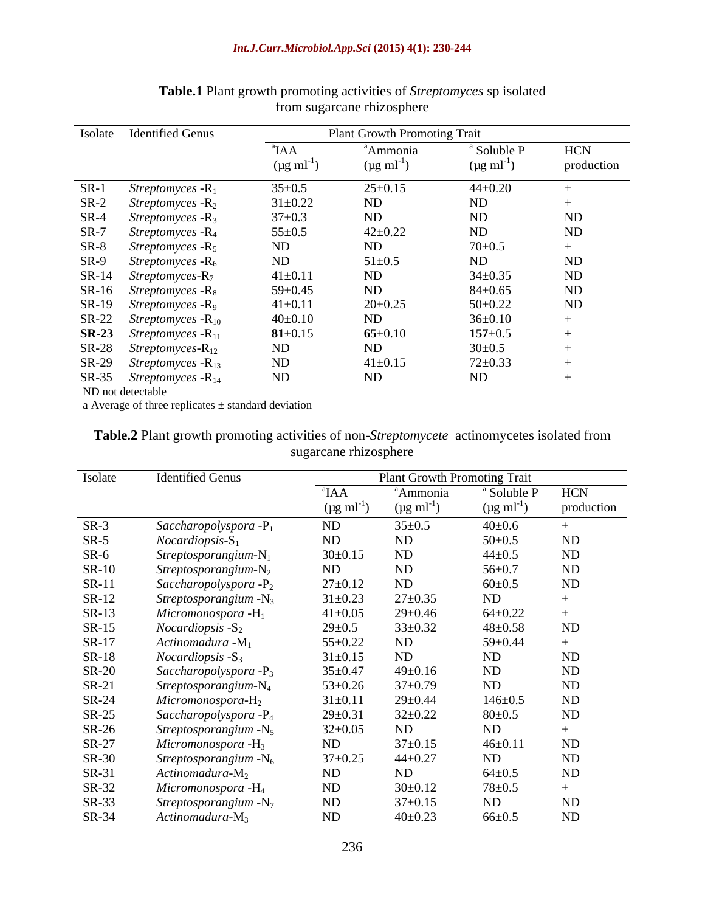**Table.1** Plant growth promoting activities of *Streptomyces* sp isolated from sugarcane rhizosphere

| Isolate | Identified Genus | Plant Growth Promoting Trait | | | |
|---|---|---|---|---|---|
| | | [a]IAA ($\mu g\ ml^{-1}$) | [a]Ammonia ($\mu g\ ml^{-1}$) | [a] Soluble P ($\mu g\ ml^{-1}$) | HCN production |
| SR-1 | *Streptomyces* -$R_1$ | 35±0.5 | 25±0.15 | 44±0.20 | + |
| SR-2 | *Streptomyces* -$R_2$ | 31±0.22 | ND | ND | + |
| SR-4 | *Streptomyces* -$R_3$ | 37±0.3 | ND | ND | ND |
| SR-7 | *Streptomyces* -$R_4$ | 55±0.5 | 42±0.22 | ND | ND |
| SR-8 | *Streptomyces* -$R_5$ | ND | ND | 70±0.5 | + |
| SR-9 | *Streptomyces* -$R_6$ | ND | 51±0.5 | ND | ND |
| SR-14 | *Streptomyces*-$R_7$ | 41±0.11 | ND | 34±0.35 | ND |
| SR-16 | *Streptomyces* -$R_8$ | 59±0.45 | ND | 84±0.65 | ND |
| SR-19 | *Streptomyces* -$R_9$ | 41±0.11 | 20±0.25 | 50±0.22 | ND |
| SR-22 | *Streptomyces* -$R_{10}$ | 40±0.10 | ND | 36±0.10 | + |
| **SR-23** | *Streptomyces* -$R_{11}$ | **81**±0.15 | **65**±0.10 | **157**±0.5 | **+** |
| SR-28 | *Streptomyces*-$R_{12}$ | ND | ND | 30±0.5 | + |
| SR-29 | *Streptomyces* -$R_{13}$ | ND | 41±0.15 | 72±0.33 | + |
| SR-35 | *Streptomyces* -$R_{14}$ | ND | ND | ND | + |

ND not detectable
a Average of three replicates ± standard deviation

**Table.2** Plant growth promoting activities of non-*Streptomycete* actinomycetes isolated from sugarcane rhizosphere

| Isolate | Identified Genus | Plant Growth Promoting Trait | | | |
|---|---|---|---|---|---|
| | | [a]IAA ($\mu g\ ml^{-1}$) | [a]Ammonia ($\mu g\ ml^{-1}$) | [a] Soluble P ($\mu g\ ml^{-1}$) | HCN production |
| SR-3 | *Saccharopolyspora* -$P_1$ | ND | 35±0.5 | 40±0.6 | + |
| SR-5 | *Nocardiopsis*-$S_1$ | ND | ND | 50±0.5 | ND |
| SR-6 | *Streptosporangium*-$N_1$ | 30±0.15 | ND | 44±0.5 | ND |
| SR-10 | *Streptosporangium*-$N_2$ | ND | ND | 56±0.7 | ND |
| SR-11 | *Saccharopolyspora* -$P_2$ | 27±0.12 | ND | 60±0.5 | ND |
| SR-12 | *Streptosporangium* -$N_3$ | 31±0.23 | 27±0.35 | ND | + |
| SR-13 | *Micromonospora* -$H_1$ | 41±0.05 | 29±0.46 | 64±0.22 | + |
| SR-15 | *Nocardiopsis* -$S_2$ | 29±0.5 | 33±0.32 | 48±0.58 | ND |
| SR-17 | *Actinomadura* -$M_1$ | 55±0.22 | ND | 59±0.44 | + |
| SR-18 | *Nocardiopsis* -$S_3$ | 31±0.15 | ND | ND | ND |
| SR-20 | *Saccharopolyspora* -$P_3$ | 35±0.47 | 49±0.16 | ND | ND |
| SR-21 | *Streptosporangium*-$N_4$ | 53±0.26 | 37±0.79 | ND | ND |
| SR-24 | *Micromonospora*-$H_2$ | 31±0.11 | 29±0.44 | 146±0.5 | ND |
| SR-25 | *Saccharopolyspora* -$P_4$ | 29±0.31 | 32±0.22 | 80±0.5 | ND |
| SR-26 | *Streptosporangium* -$N_5$ | 32±0.05 | ND | ND | + |
| SR-27 | *Micromonospora* -$H_3$ | ND | 37±0.15 | 46±0.11 | ND |
| SR-30 | *Streptosporangium* -$N_6$ | 37±0.25 | 44±0.27 | ND | ND |
| SR-31 | *Actinomadura*-$M_2$ | ND | ND | 64±0.5 | ND |
| SR-32 | *Micromonospora* -$H_4$ | ND | 30±0.12 | 78±0.5 | + |
| SR-33 | *Streptosporangium* -$N_7$ | ND | 37±0.15 | ND | ND |
| SR-34 | *Actinomadura*-$M_3$ | ND | 40±0.23 | 66±0.5 | ND |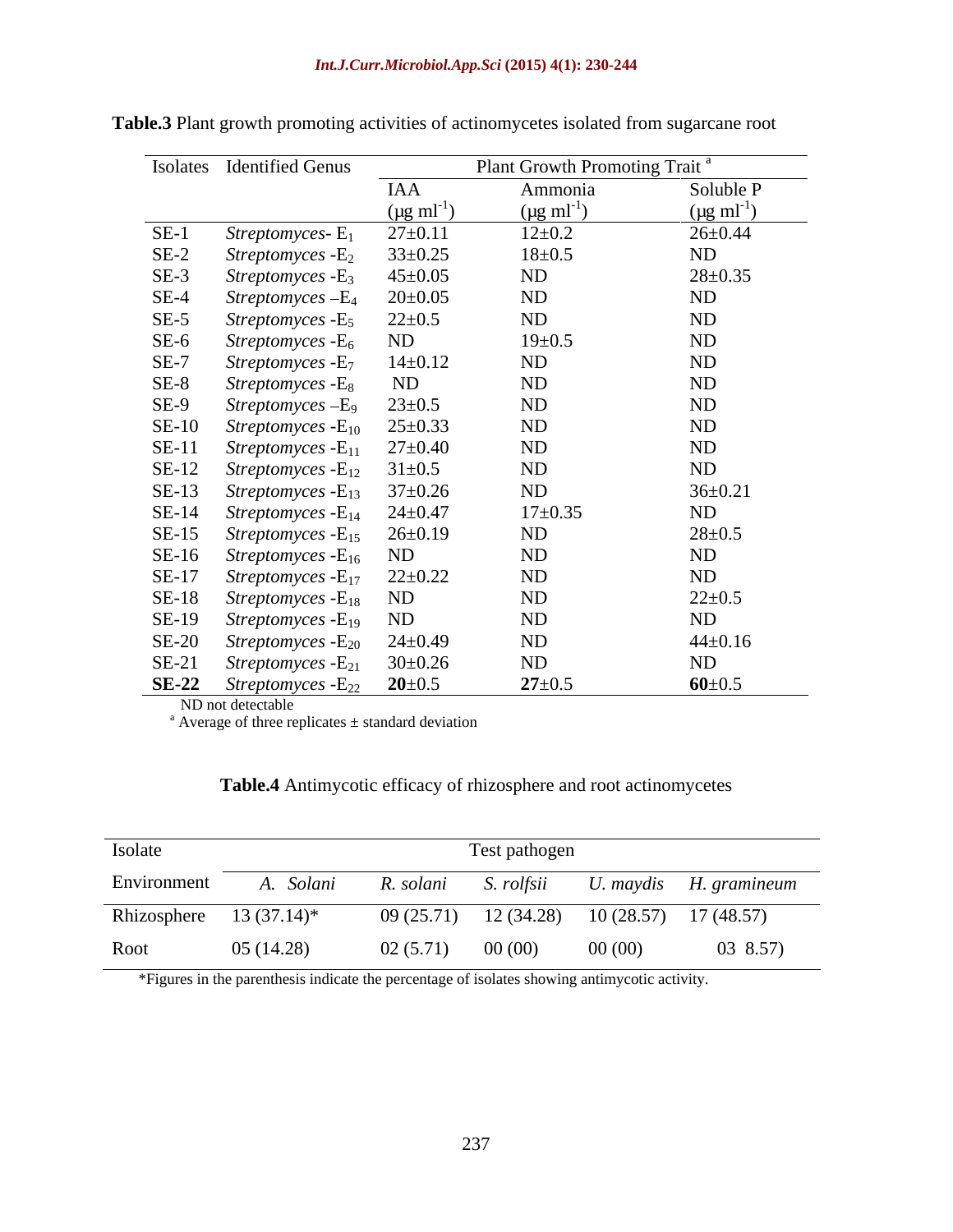**Table.3** Plant growth promoting activities of actinomycetes isolated from sugarcane root

| Isolates | Identified Genus | Plant Growth Promoting Trait [a] | | |
|---|---|---|---|---|
| | | IAA ($\mu g\ ml^{-1}$) | Ammonia ($\mu g\ ml^{-1}$) | Soluble P ($\mu g\ ml^{-1}$) |
| SE-1 | *Streptomyces*- $E_1$ | 27±0.11 | 12±0.2 | 26±0.44 |
| SE-2 | *Streptomyces* -$E_2$ | 33±0.25 | 18±0.5 | ND |
| SE-3 | *Streptomyces* -$E_3$ | 45±0.05 | ND | 28±0.35 |
| SE-4 | *Streptomyces* –$E_4$ | 20±0.05 | ND | ND |
| SE-5 | *Streptomyces* -$E_5$ | 22±0.5 | ND | ND |
| SE-6 | *Streptomyces* -$E_6$ | ND | 19±0.5 | ND |
| SE-7 | *Streptomyces* -$E_7$ | 14±0.12 | ND | ND |
| SE-8 | *Streptomyces* -$E_8$ | ND | ND | ND |
| SE-9 | *Streptomyces* –$E_9$ | 23±0.5 | ND | ND |
| SE-10 | *Streptomyces* -$E_{10}$ | 25±0.33 | ND | ND |
| SE-11 | *Streptomyces* -$E_{11}$ | 27±0.40 | ND | ND |
| SE-12 | *Streptomyces* -$E_{12}$ | 31±0.5 | ND | ND |
| SE-13 | *Streptomyces* -$E_{13}$ | 37±0.26 | ND | 36±0.21 |
| SE-14 | *Streptomyces* -$E_{14}$ | 24±0.47 | 17±0.35 | ND |
| SE-15 | *Streptomyces* -$E_{15}$ | 26±0.19 | ND | 28±0.5 |
| SE-16 | *Streptomyces* -$E_{16}$ | ND | ND | ND |
| SE-17 | *Streptomyces* -$E_{17}$ | 22±0.22 | ND | ND |
| SE-18 | *Streptomyces* -$E_{18}$ | ND | ND | 22±0.5 |
| SE-19 | *Streptomyces* -$E_{19}$ | ND | ND | ND |
| SE-20 | *Streptomyces* -$E_{20}$ | 24±0.49 | ND | 44±0.16 |
| SE-21 | *Streptomyces* -$E_{21}$ | 30±0.26 | ND | ND |
| **SE-22** | *Streptomyces* -$E_{22}$ | **20**±0.5 | **27**±0.5 | **60**±0.5 |

ND not detectable

[a] Average of three replicates ± standard deviation

**Table.4** Antimycotic efficacy of rhizosphere and root actinomycetes

| Isolate | Test pathogen | | | | |
|---|---|---|---|---|---|
| Environment | *A. Solani* | *R. solani* | *S. rolfsii* | *U. maydis* | *H. gramineum* |
| Rhizosphere | 13 (37.14)* | 09 (25.71) | 12 (34.28) | 10 (28.57) | 17 (48.57) |
| Root | 05 (14.28) | 02 (5.71) | 00 (00) | 00 (00) | 03 8.57) |

*Figures in the parenthesis indicate the percentage of isolates showing antimycotic activity.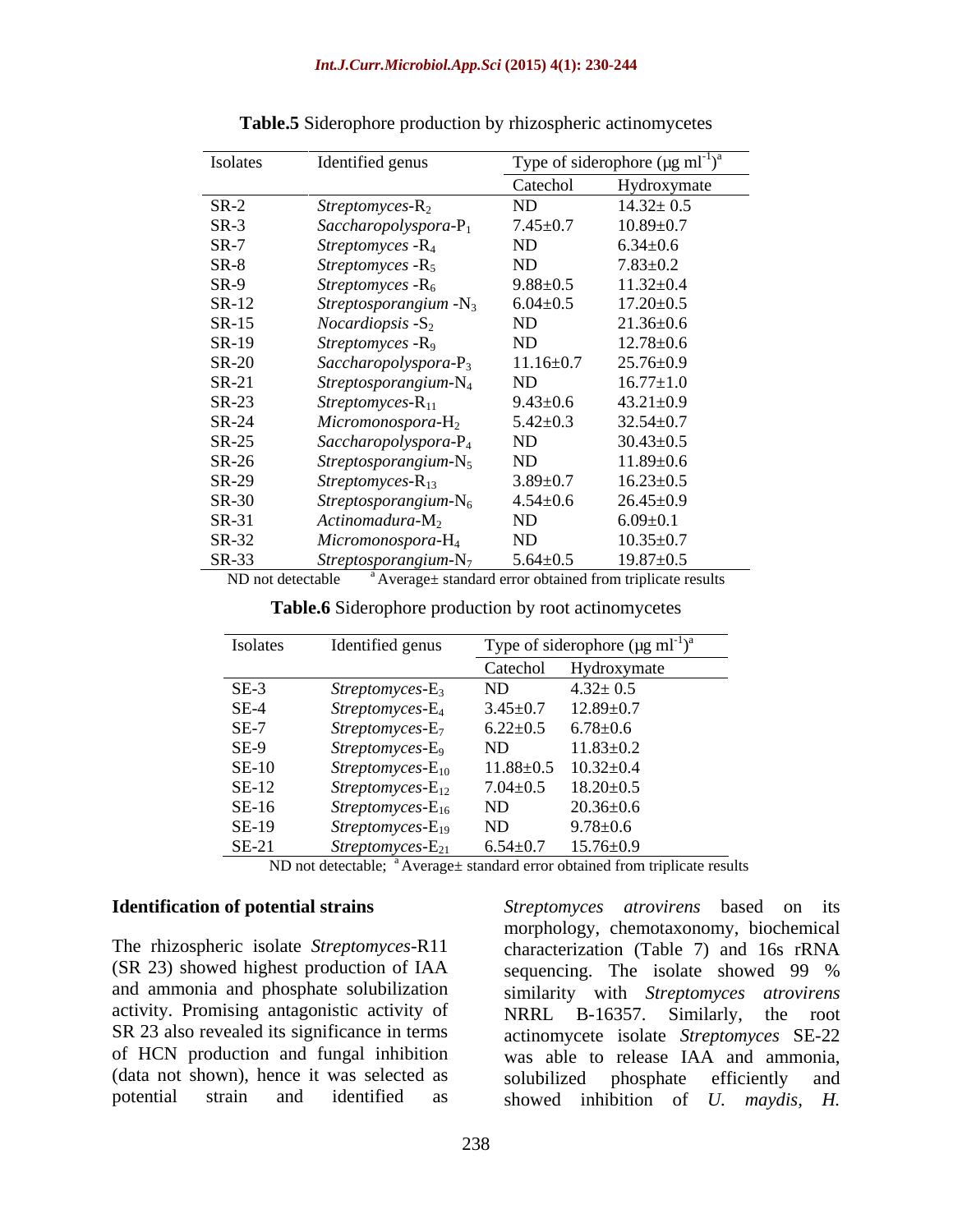**Table.5** Siderophore production by rhizospheric actinomycetes

| Isolates | Identified genus | Type of siderophore (μg $ml^{-1}$)[a] | |
|---|---|---|---|
| | | Catechol | Hydroxymate |
| SR-2 | *Streptomyces*-$R_2$ | ND | 14.32± 0.5 |
| SR-3 | *Saccharopolyspora*-$P_1$ | 7.45±0.7 | 10.89±0.7 |
| SR-7 | *Streptomyces* -$R_4$ | ND | 6.34±0.6 |
| SR-8 | *Streptomyces* -$R_5$ | ND | 7.83±0.2 |
| SR-9 | *Streptomyces* -$R_6$ | 9.88±0.5 | 11.32±0.4 |
| SR-12 | *Streptosporangium* -$N_3$ | 6.04±0.5 | 17.20±0.5 |
| SR-15 | *Nocardiopsis* -$S_2$ | ND | 21.36±0.6 |
| SR-19 | *Streptomyces* -$R_9$ | ND | 12.78±0.6 |
| SR-20 | *Saccharopolyspora*-$P_3$ | 11.16±0.7 | 25.76±0.9 |
| SR-21 | *Streptosporangium*-$N_4$ | ND | 16.77±1.0 |
| SR-23 | *Streptomyces*-$R_{11}$ | 9.43±0.6 | 43.21±0.9 |
| SR-24 | *Micromonospora*-$H_2$ | 5.42±0.3 | 32.54±0.7 |
| SR-25 | *Saccharopolyspora*-$P_4$ | ND | 30.43±0.5 |
| SR-26 | *Streptosporangium*-$N_5$ | ND | 11.89±0.6 |
| SR-29 | *Streptomyces*-$R_{13}$ | 3.89±0.7 | 16.23±0.5 |
| SR-30 | *Streptosporangium*-$N_6$ | 4.54±0.6 | 26.45±0.9 |
| SR-31 | *Actinomadura*-$M_2$ | ND | 6.09±0.1 |
| SR-32 | *Micromonospora*-$H_4$ | ND | 10.35±0.7 |
| SR-33 | *Streptosporangium*-$N_7$ | 5.64±0.5 | 19.87±0.5 |

ND not detectable [a] Average± standard error obtained from triplicate results

**Table.6** Siderophore production by root actinomycetes

| Isolates | Identified genus | Type of siderophore (μg $ml^{-1}$)[a] | |
|---|---|---|---|
| | | Catechol | Hydroxymate |
| SE-3 | *Streptomyces*-$E_3$ | ND | 4.32± 0.5 |
| SE-4 | *Streptomyces*-$E_4$ | 3.45±0.7 | 12.89±0.7 |
| SE-7 | *Streptomyces*-$E_7$ | 6.22±0.5 | 6.78±0.6 |
| SE-9 | *Streptomyces*-$E_9$ | ND | 11.83±0.2 |
| SE-10 | *Streptomyces*-$E_{10}$ | 11.88±0.5 | 10.32±0.4 |
| SE-12 | *Streptomyces*-$E_{12}$ | 7.04±0.5 | 18.20±0.5 |
| SE-16 | *Streptomyces*-$E_{16}$ | ND | 20.36±0.6 |
| SE-19 | *Streptomyces*-$E_{19}$ | ND | 9.78±0.6 |
| SE-21 | *Streptomyces*-$E_{21}$ | 6.54±0.7 | 15.76±0.9 |

ND not detectable; [a] Average± standard error obtained from triplicate results

**Identification of potential strains**

The rhizospheric isolate *Streptomyces*-R11 (SR 23) showed highest production of IAA and ammonia and phosphate solubilization activity. Promising antagonistic activity of SR 23 also revealed its significance in terms of HCN production and fungal inhibition (data not shown), hence it was selected as potential strain and identified as *Streptomyces atrovirens* based on its morphology, chemotaxonomy, biochemical characterization (Table 7) and 16s rRNA sequencing. The isolate showed 99 % similarity with *Streptomyces atrovirens* NRRL B-16357. Similarly, the root actinomycete isolate *Streptomyces* SE-22 was able to release IAA and ammonia, solubilized phosphate efficiently and showed inhibition of *U. maydis, H.*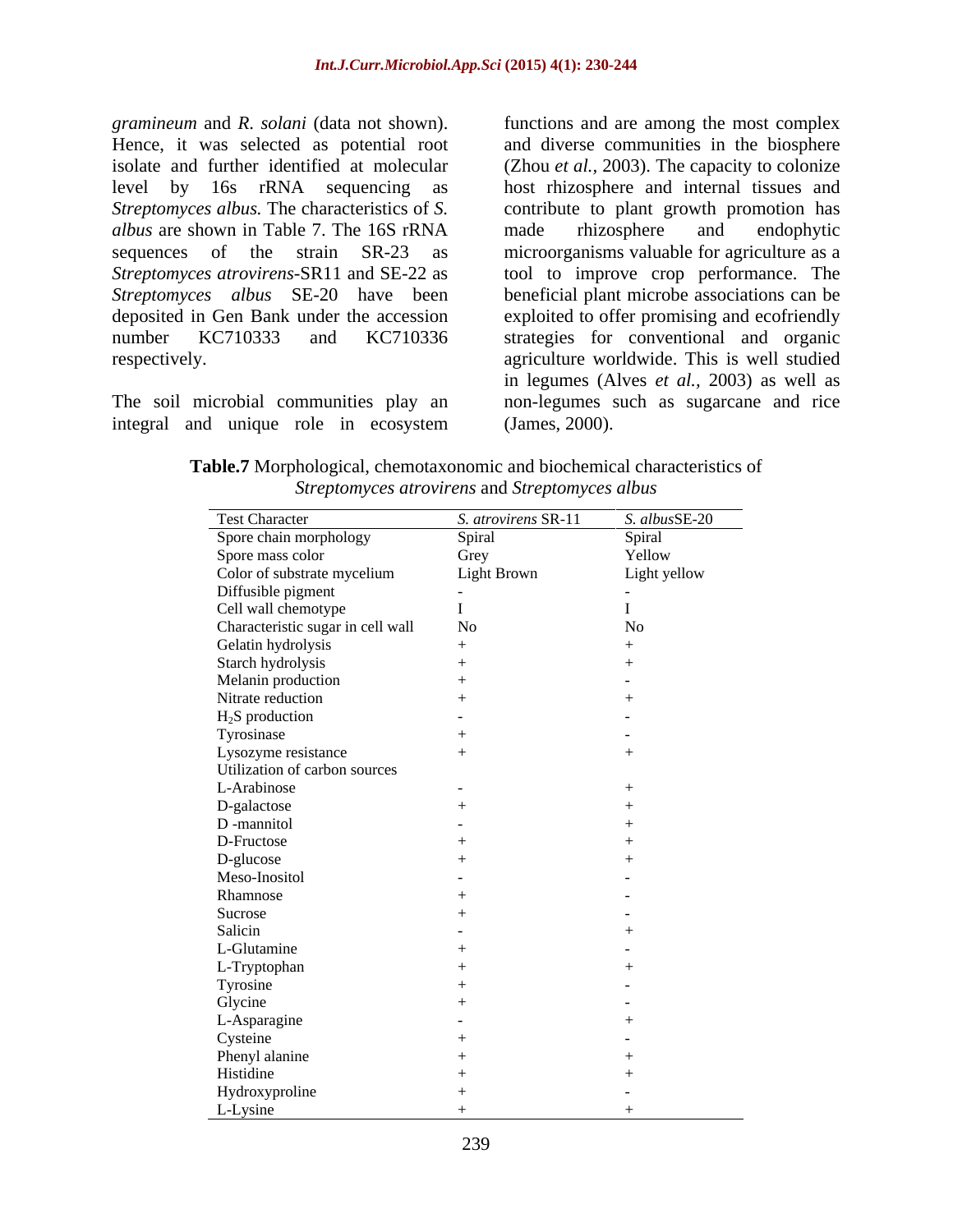*gramineum* and *R. solani* (data not shown). Hence, it was selected as potential root isolate and further identified at molecular level by 16s rRNA sequencing as *Streptomyces albus.* The characteristics of *S. albus* are shown in Table 7. The 16S rRNA sequences of the strain SR-23 as *Streptomyces atrovirens*-SR11 and SE-22 as *Streptomyces albus* SE-20 have been deposited in Gen Bank under the accession number KC710333 and KC710336 respectively.

The soil microbial communities play an integral and unique role in ecosystem functions and are among the most complex and diverse communities in the biosphere (Zhou *et al.,* 2003). The capacity to colonize host rhizosphere and internal tissues and contribute to plant growth promotion has made rhizosphere and endophytic microorganisms valuable for agriculture as a tool to improve crop performance. The beneficial plant microbe associations can be exploited to offer promising and ecofriendly strategies for conventional and organic agriculture worldwide. This is well studied in legumes (Alves *et al.,* 2003) as well as non-legumes such as sugarcane and rice (James, 2000).

**Table.7** Morphological, chemotaxonomic and biochemical characteristics of *Streptomyces atrovirens* and *Streptomyces albus*

| Test Character | *S. atrovirens* SR-11 | *S. albus*SE-20 |
|---|---|---|
| Spore chain morphology | Spiral | Spiral |
| Spore mass color | Grey | Yellow |
| Color of substrate mycelium | Light Brown | Light yellow |
| Diffusible pigment | - | - |
| Cell wall chemotype | I | I |
| Characteristic sugar in cell wall | No | No |
| Gelatin hydrolysis | + | + |
| Starch hydrolysis | + | + |
| Melanin production | + | - |
| Nitrate reduction | + | + |
| $H_2S$ production | - | - |
| Tyrosinase | + | - |
| Lysozyme resistance | + | + |
| Utilization of carbon sources | | |
| L-Arabinose | - | + |
| D-galactose | + | + |
| D -mannitol | - | + |
| D-Fructose | + | + |
| D-glucose | + | + |
| Meso-Inositol | - | - |
| Rhamnose | + | - |
| Sucrose | + | - |
| Salicin | - | + |
| L-Glutamine | + | - |
| L-Tryptophan | + | + |
| Tyrosine | + | - |
| Glycine | + | - |
| L-Asparagine | - | + |
| Cysteine | + | - |
| Phenyl alanine | + | + |
| Histidine | + | + |
| Hydroxyproline | + | - |
| L-Lysine | + | + |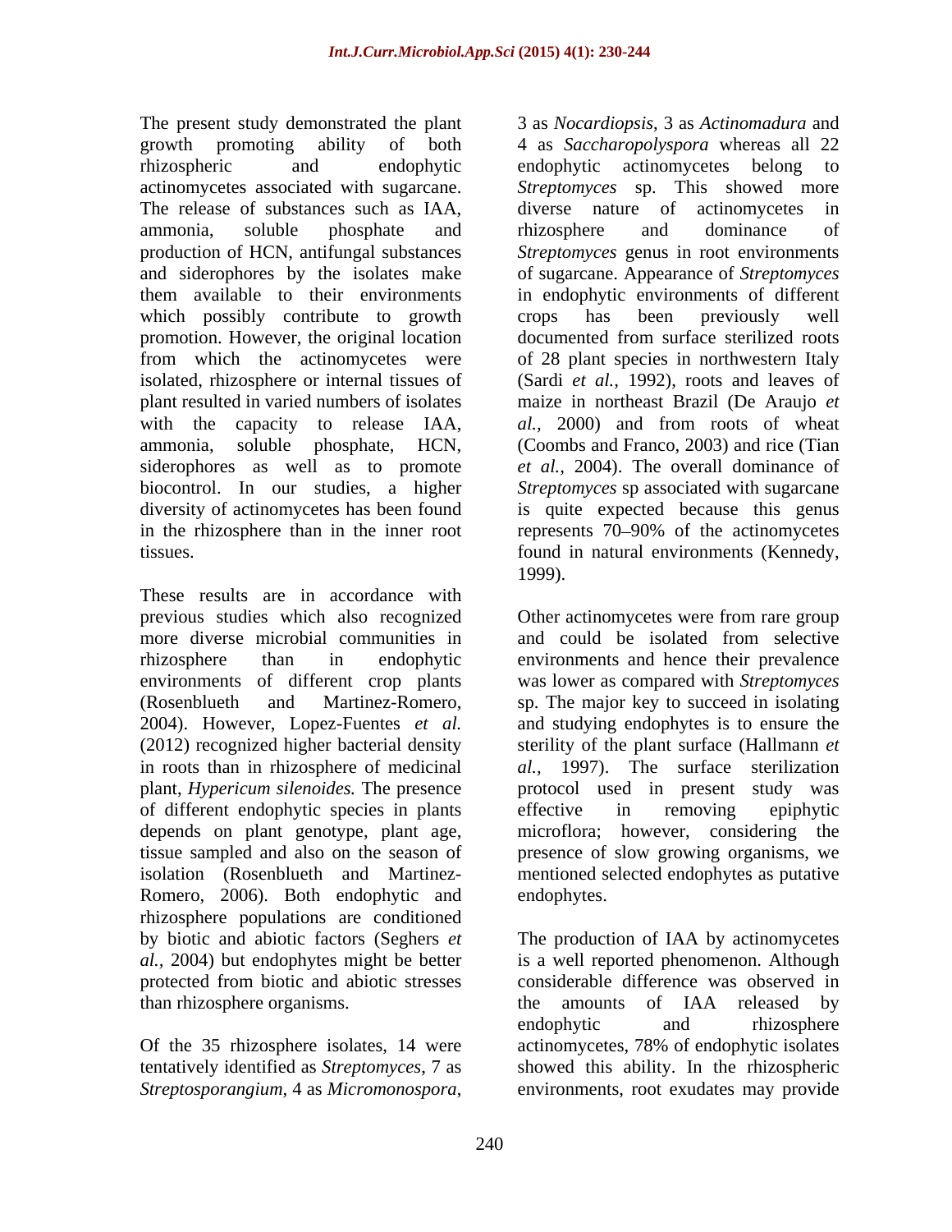The present study demonstrated the plant growth promoting ability of both rhizospheric and endophytic actinomycetes associated with sugarcane. The release of substances such as IAA, ammonia, soluble phosphate and production of HCN, antifungal substances and siderophores by the isolates make them available to their environments which possibly contribute to growth promotion. However, the original location from which the actinomycetes were isolated, rhizosphere or internal tissues of plant resulted in varied numbers of isolates with the capacity to release IAA, ammonia, soluble phosphate, HCN, siderophores as well as to promote biocontrol. In our studies, a higher diversity of actinomycetes has been found in the rhizosphere than in the inner root tissues.

These results are in accordance with previous studies which also recognized more diverse microbial communities in rhizosphere than in endophytic environments of different crop plants (Rosenblueth and Martinez-Romero, 2004). However, Lopez-Fuentes *et al.* (2012) recognized higher bacterial density in roots than in rhizosphere of medicinal plant, *Hypericum silenoides.* The presence of different endophytic species in plants depends on plant genotype, plant age, tissue sampled and also on the season of isolation (Rosenblueth and Martinez-Romero, 2006). Both endophytic and rhizosphere populations are conditioned by biotic and abiotic factors (Seghers *et al.,* 2004) but endophytes might be better protected from biotic and abiotic stresses than rhizosphere organisms.

Of the 35 rhizosphere isolates, 14 were tentatively identified as *Streptomyces*, 7 as *Streptosporangium*, 4 as *Micromonospora*, 3 as *Nocardiopsis*, 3 as *Actinomadura* and 4 as *Saccharopolyspora* whereas all 22 endophytic actinomycetes belong to *Streptomyces* sp. This showed more diverse nature of actinomycetes in rhizosphere and dominance of *Streptomyces* genus in root environments of sugarcane. Appearance of *Streptomyces* in endophytic environments of different crops has been previously well documented from surface sterilized roots of 28 plant species in northwestern Italy (Sardi *et al.,* 1992), roots and leaves of maize in northeast Brazil (De Araujo *et al.,* 2000) and from roots of wheat (Coombs and Franco, 2003) and rice (Tian *et al.,* 2004). The overall dominance of *Streptomyces* sp associated with sugarcane is quite expected because this genus represents 70–90% of the actinomycetes found in natural environments (Kennedy, 1999).

Other actinomycetes were from rare group and could be isolated from selective environments and hence their prevalence was lower as compared with *Streptomyces* sp. The major key to succeed in isolating and studying endophytes is to ensure the sterility of the plant surface (Hallmann *et al.,* 1997). The surface sterilization protocol used in present study was effective in removing epiphytic microflora; however, considering the presence of slow growing organisms, we mentioned selected endophytes as putative endophytes.

The production of IAA by actinomycetes is a well reported phenomenon. Although considerable difference was observed in the amounts of IAA released by endophytic and rhizosphere actinomycetes, 78% of endophytic isolates showed this ability. In the rhizospheric environments, root exudates may provide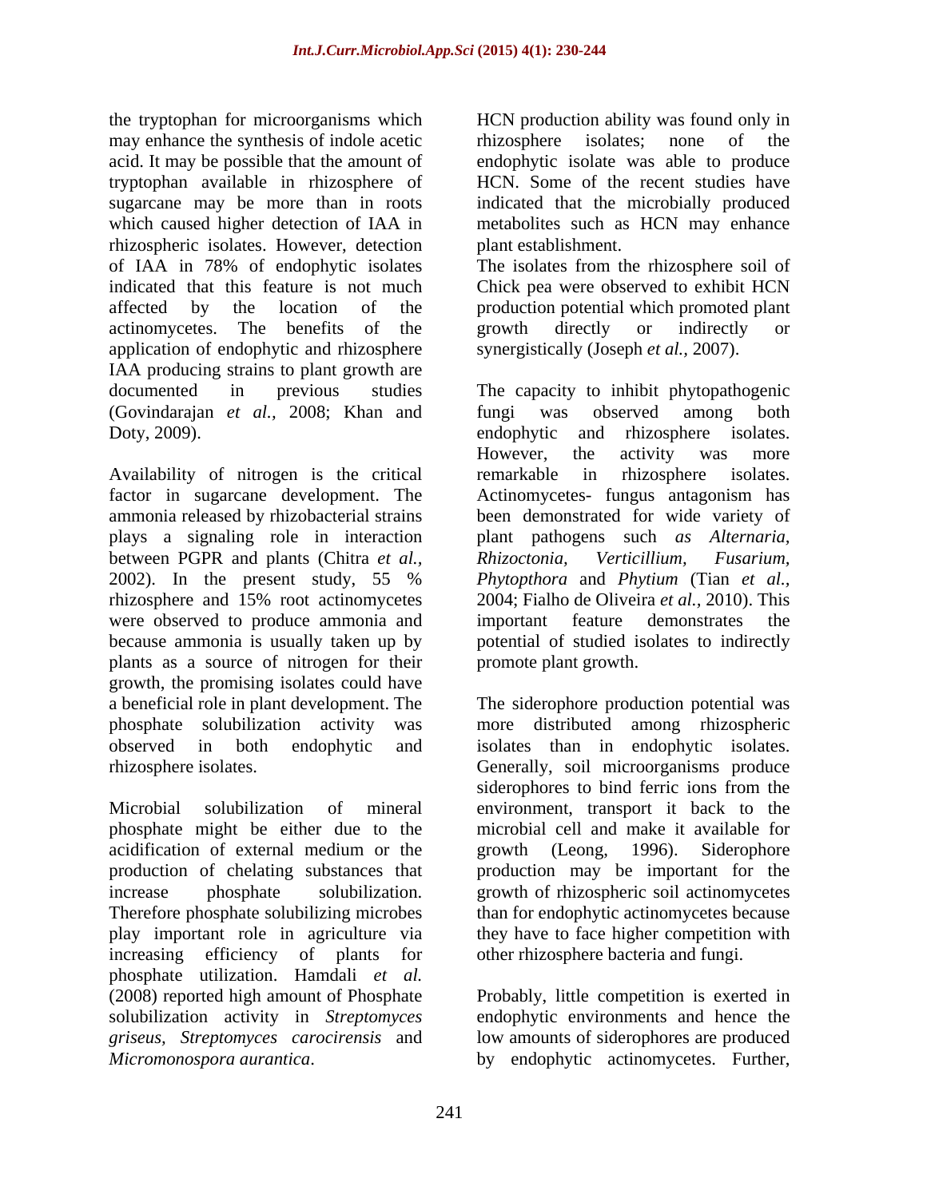the tryptophan for microorganisms which may enhance the synthesis of indole acetic acid. It may be possible that the amount of tryptophan available in rhizosphere of sugarcane may be more than in roots which caused higher detection of IAA in rhizospheric isolates. However, detection of IAA in 78% of endophytic isolates indicated that this feature is not much affected by the location of the actinomycetes. The benefits of the application of endophytic and rhizosphere IAA producing strains to plant growth are documented in previous studies (Govindarajan *et al.,* 2008; Khan and Doty, 2009).

Availability of nitrogen is the critical factor in sugarcane development. The ammonia released by rhizobacterial strains plays a signaling role in interaction between PGPR and plants (Chitra *et al.,* 2002). In the present study, 55 % rhizosphere and 15% root actinomycetes were observed to produce ammonia and because ammonia is usually taken up by plants as a source of nitrogen for their growth, the promising isolates could have a beneficial role in plant development. The phosphate solubilization activity was observed in both endophytic and rhizosphere isolates.

Microbial solubilization of mineral phosphate might be either due to the acidification of external medium or the production of chelating substances that increase phosphate solubilization. Therefore phosphate solubilizing microbes play important role in agriculture via increasing efficiency of plants for phosphate utilization. Hamdali *et al.* (2008) reported high amount of Phosphate solubilization activity in *Streptomyces griseus*, *Streptomyces carocirensis* and *Micromonospora aurantica*.

HCN production ability was found only in rhizosphere isolates; none of the endophytic isolate was able to produce HCN. Some of the recent studies have indicated that the microbially produced metabolites such as HCN may enhance plant establishment.
The isolates from the rhizosphere soil of Chick pea were observed to exhibit HCN production potential which promoted plant growth directly or indirectly or synergistically (Joseph *et al.*, 2007).

The capacity to inhibit phytopathogenic fungi was observed among both endophytic and rhizosphere isolates. However, the activity was more remarkable in rhizosphere isolates. Actinomycetes- fungus antagonism has been demonstrated for wide variety of plant pathogens such *as Alternaria, Rhizoctonia, Verticillium, Fusarium, Phytopthora* and *Phytium* (Tian *et al.*, 2004; Fialho de Oliveira *et al.*, 2010). This important feature demonstrates the potential of studied isolates to indirectly promote plant growth.

The siderophore production potential was more distributed among rhizospheric isolates than in endophytic isolates. Generally, soil microorganisms produce siderophores to bind ferric ions from the environment, transport it back to the microbial cell and make it available for growth (Leong, 1996). Siderophore production may be important for the growth of rhizospheric soil actinomycetes than for endophytic actinomycetes because they have to face higher competition with other rhizosphere bacteria and fungi.

Probably, little competition is exerted in endophytic environments and hence the low amounts of siderophores are produced by endophytic actinomycetes. Further,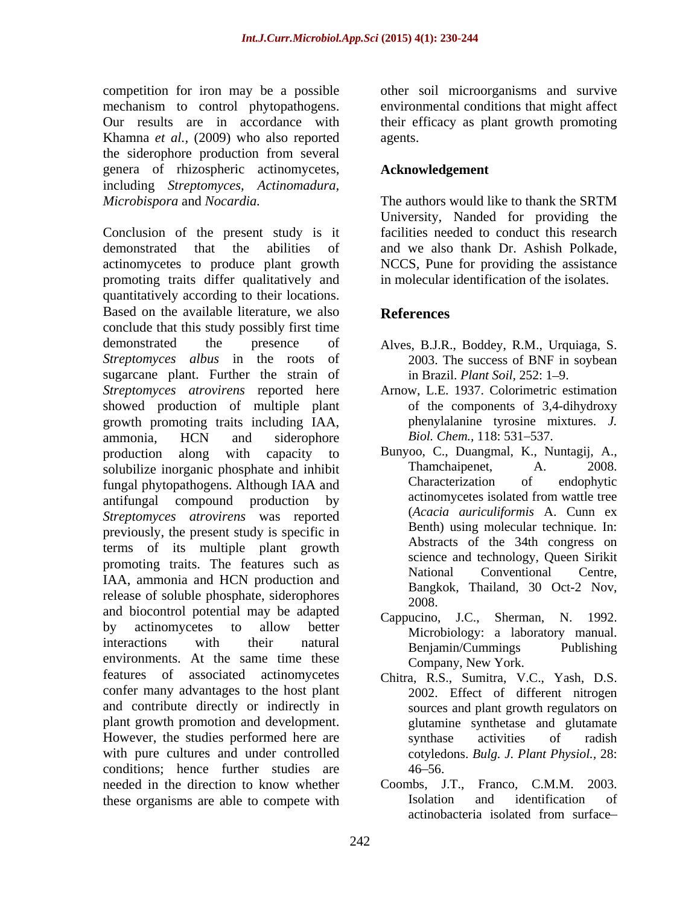competition for iron may be a possible mechanism to control phytopathogens. Our results are in accordance with Khamna *et al.*, (2009) who also reported the siderophore production from several genera of rhizospheric actinomycetes, including *Streptomyces, Actinomadura, Microbispora* and *Nocardia.*

Conclusion of the present study is it demonstrated that the abilities of actinomycetes to produce plant growth promoting traits differ qualitatively and quantitatively according to their locations. Based on the available literature, we also conclude that this study possibly first time demonstrated the presence of *Streptomyces albus* in the roots of sugarcane plant. Further the strain of *Streptomyces atrovirens* reported here showed production of multiple plant growth promoting traits including IAA, ammonia, HCN and siderophore production along with capacity to solubilize inorganic phosphate and inhibit fungal phytopathogens. Although IAA and antifungal compound production by *Streptomyces atrovirens* was reported previously, the present study is specific in terms of its multiple plant growth promoting traits. The features such as IAA, ammonia and HCN production and release of soluble phosphate, siderophores and biocontrol potential may be adapted by actinomycetes to allow better interactions with their natural environments. At the same time these features of associated actinomycetes confer many advantages to the host plant and contribute directly or indirectly in plant growth promotion and development. However, the studies performed here are with pure cultures and under controlled conditions; hence further studies are needed in the direction to know whether these organisms are able to compete with other soil microorganisms and survive environmental conditions that might affect their efficacy as plant growth promoting agents.

## Acknowledgement

The authors would like to thank the SRTM University, Nanded for providing the facilities needed to conduct this research and we also thank Dr. Ashish Polkade, NCCS, Pune for providing the assistance in molecular identification of the isolates.

## References

Alves, B.J.R., Boddey, R.M., Urquiaga, S. 2003. The success of BNF in soybean in Brazil. *Plant Soil*, 252: 1–9.

Arnow, L.E. 1937. Colorimetric estimation of the components of 3,4-dihydroxy phenylalanine tyrosine mixtures. *J. Biol. Chem.*, 118: 531–537.

Bunyoo, C., Duangmal, K., Nuntagij, A., Thamchaipenet, A. 2008. Characterization of endophytic actinomycetes isolated from wattle tree (*Acacia auriculiformis* A. Cunn ex Benth) using molecular technique. In: Abstracts of the 34th congress on science and technology, Queen Sirikit National Conventional Centre, Bangkok, Thailand, 30 Oct-2 Nov, 2008.

Cappucino, J.C., Sherman, N. 1992. Microbiology: a laboratory manual. Benjamin/Cummings Publishing Company, New York.

Chitra, R.S., Sumitra, V.C., Yash, D.S. 2002. Effect of different nitrogen sources and plant growth regulators on glutamine synthetase and glutamate synthase activities of radish cotyledons. *Bulg. J. Plant Physiol.*, 28: 46–56.

Coombs, J.T., Franco, C.M.M. 2003. Isolation and identification of actinobacteria isolated from surface–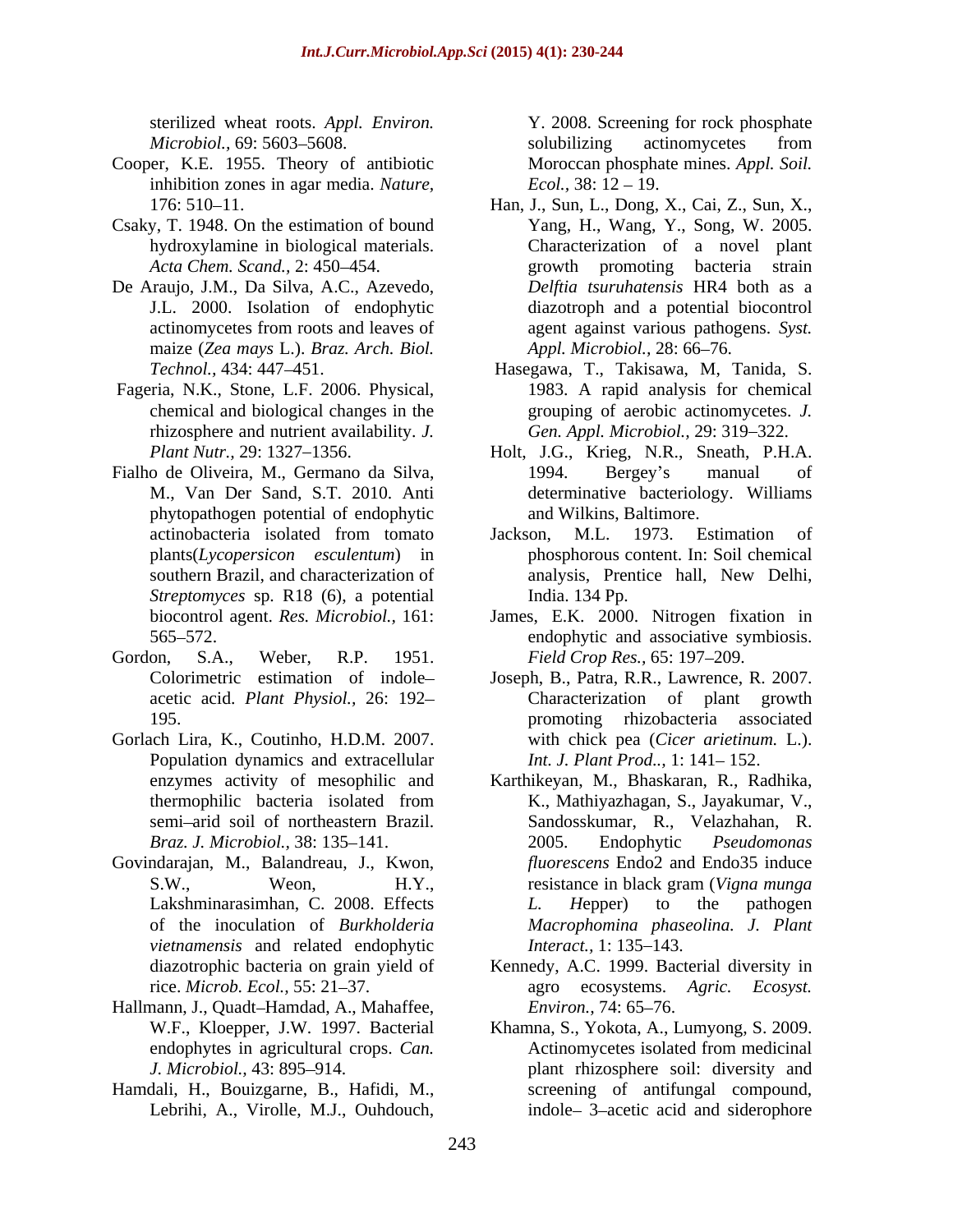sterilized wheat roots. *Appl. Environ. Microbiol.,* 69: 5603–5608.

Cooper, K.E. 1955. Theory of antibiotic inhibition zones in agar media. *Nature,* 176: 510–11.

Csaky, T. 1948. On the estimation of bound hydroxylamine in biological materials. *Acta Chem. Scand.,* 2: 450–454.

De Araujo, J.M., Da Silva, A.C., Azevedo, J.L. 2000. Isolation of endophytic actinomycetes from roots and leaves of maize (*Zea mays* L.). *Braz. Arch. Biol. Technol.,* 434: 447–451.

Fageria, N.K., Stone, L.F. 2006. Physical, chemical and biological changes in the rhizosphere and nutrient availability. *J. Plant Nutr.,* 29: 1327–1356.

Fialho de Oliveira, M., Germano da Silva, M., Van Der Sand, S.T. 2010. Anti phytopathogen potential of endophytic actinobacteria isolated from tomato plants(*Lycopersicon esculentum*) in southern Brazil, and characterization of *Streptomyces* sp. R18 (6), a potential biocontrol agent. *Res. Microbiol.,* 161: 565–572.

Gordon, S.A., Weber, R.P. 1951. Colorimetric estimation of indole–acetic acid. *Plant Physiol.,* 26: 192–195.

Gorlach Lira, K., Coutinho, H.D.M. 2007. Population dynamics and extracellular enzymes activity of mesophilic and thermophilic bacteria isolated from semi–arid soil of northeastern Brazil. *Braz. J. Microbiol.,* 38: 135–141.

Govindarajan, M., Balandreau, J., Kwon, S.W., Weon, H.Y., Lakshminarasimhan, C. 2008. Effects of the inoculation of *Burkholderia vietnamensis* and related endophytic diazotrophic bacteria on grain yield of rice. *Microb. Ecol.,* 55: 21–37.

Hallmann, J., Quadt–Hamdad, A., Mahaffee, W.F., Kloepper, J.W. 1997. Bacterial endophytes in agricultural crops. *Can. J. Microbiol.,* 43: 895–914.

Hamdali, H., Bouizgarne, B., Hafidi, M., Lebrihi, A., Virolle, M.J., Ouhdouch, Y. 2008. Screening for rock phosphate solubilizing actinomycetes from Moroccan phosphate mines. *Appl. Soil. Ecol.,* 38: 12 – 19.

Han, J., Sun, L., Dong, X., Cai, Z., Sun, X., Yang, H., Wang, Y., Song, W. 2005. Characterization of a novel plant growth promoting bacteria strain *Delftia tsuruhatensis* HR4 both as a diazotroph and a potential biocontrol agent against various pathogens. *Syst. Appl. Microbiol.,* 28: 66–76.

Hasegawa, T., Takisawa, M, Tanida, S. 1983. A rapid analysis for chemical grouping of aerobic actinomycetes. *J. Gen. Appl. Microbiol.,* 29: 319–322.

Holt, J.G., Krieg, N.R., Sneath, P.H.A. 1994. Bergey's manual of determinative bacteriology. Williams and Wilkins, Baltimore.

Jackson, M.L. 1973. Estimation of phosphorous content. In: Soil chemical analysis, Prentice hall, New Delhi, India. 134 Pp.

James, E.K. 2000. Nitrogen fixation in endophytic and associative symbiosis. *Field Crop Res.,* 65: 197–209.

Joseph, B., Patra, R.R., Lawrence, R. 2007. Characterization of plant growth promoting rhizobacteria associated with chick pea (*Cicer arietinum.* L.). *Int. J. Plant Prod..,* 1: 141– 152.

Karthikeyan, M., Bhaskaran, R., Radhika, K., Mathiyazhagan, S., Jayakumar, V., Sandosskumar, R., Velazhahan, R. 2005. Endophytic *Pseudomonas fluorescens* Endo2 and Endo35 induce resistance in black gram (*Vigna munga L. H*epper) to the pathogen *Macrophomina phaseolina. J. Plant Interact.,* 1: 135–143.

Kennedy, A.C. 1999. Bacterial diversity in agro ecosystems. *Agric. Ecosyst. Environ.,* 74: 65–76.

Khamna, S., Yokota, A., Lumyong, S. 2009. Actinomycetes isolated from medicinal plant rhizosphere soil: diversity and screening of antifungal compound, indole– 3–acetic acid and siderophore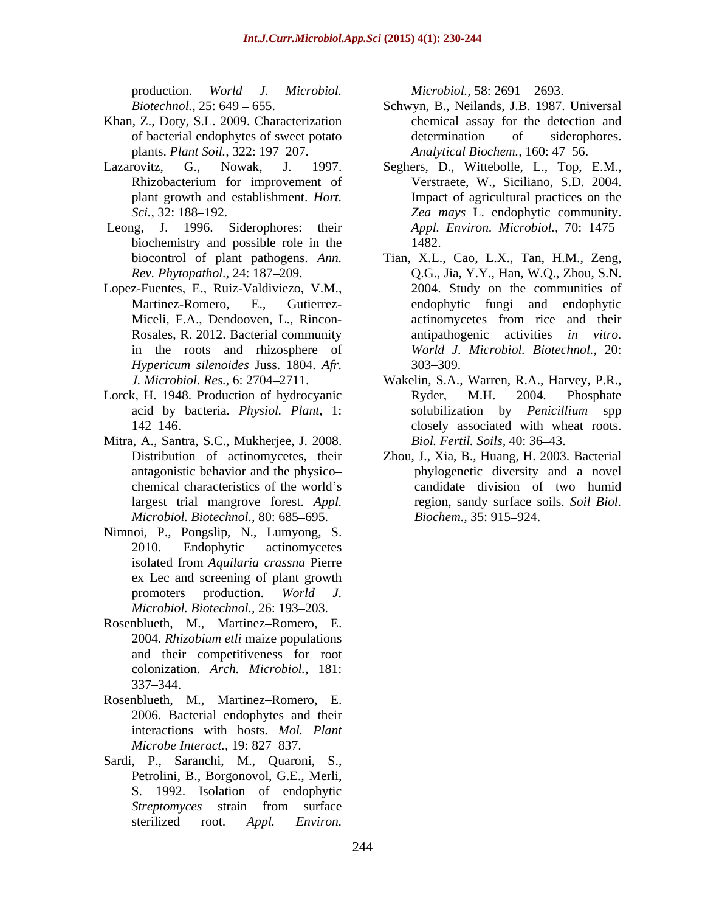production. *World J. Microbiol. Biotechnol.,* 25: 649 – 655.

Khan, Z., Doty, S.L. 2009. Characterization of bacterial endophytes of sweet potato plants. *Plant Soil.,* 322: 197–207.

Lazarovitz, G., Nowak, J. 1997. Rhizobacterium for improvement of plant growth and establishment. *Hort. Sci.,* 32: 188–192.

Leong, J. 1996. Siderophores: their biochemistry and possible role in the biocontrol of plant pathogens. *Ann. Rev. Phytopathol.,* 24: 187–209.

Lopez-Fuentes, E., Ruiz-Valdiviezo, V.M., Martinez-Romero, E., Gutierrez-Miceli, F.A., Dendooven, L., Rincon-Rosales, R. 2012. Bacterial community in the roots and rhizosphere of *Hypericum silenoides* Juss. 1804. *Afr. J. Microbiol. Res.,* 6: 2704–2711.

Lorck, H. 1948. Production of hydrocyanic acid by bacteria. *Physiol. Plant,* 1: 142–146.

Mitra, A., Santra, S.C., Mukherjee, J. 2008. Distribution of actinomycetes, their antagonistic behavior and the physico–chemical characteristics of the world's largest trial mangrove forest. *Appl. Microbiol. Biotechnol.,* 80: 685–695.

Nimnoi, P., Pongslip, N., Lumyong, S. 2010. Endophytic actinomycetes isolated from *Aquilaria crassna* Pierre ex Lec and screening of plant growth promoters production. *World J. Microbiol. Biotechnol.,* 26: 193–203.

Rosenblueth, M., Martinez–Romero, E. 2004. *Rhizobium etli* maize populations and their competitiveness for root colonization. *Arch. Microbiol.,* 181: 337–344.

Rosenblueth, M., Martinez–Romero, E. 2006. Bacterial endophytes and their interactions with hosts. *Mol. Plant Microbe Interact.,* 19: 827–837.

Sardi, P., Saranchi, M., Quaroni, S., Petrolini, B., Borgonovol, G.E., Merli, S. 1992. Isolation of endophytic *Streptomyces* strain from surface sterilized root. *Appl. Environ. Microbiol.,* 58: 2691 – 2693.

Schwyn, B., Neilands, J.B. 1987. Universal chemical assay for the detection and determination of siderophores. *Analytical Biochem.,* 160: 47–56.

Seghers, D., Wittebolle, L., Top, E.M., Verstraete, W., Siciliano, S.D. 2004. Impact of agricultural practices on the *Zea mays* L. endophytic community. *Appl. Environ. Microbiol.,* 70: 1475–1482.

Tian, X.L., Cao, L.X., Tan, H.M., Zeng, Q.G., Jia, Y.Y., Han, W.Q., Zhou, S.N. 2004. Study on the communities of endophytic fungi and endophytic actinomycetes from rice and their antipathogenic activities *in vitro. World J. Microbiol. Biotechnol.,* 20: 303–309.

Wakelin, S.A., Warren, R.A., Harvey, P.R., Ryder, M.H. 2004. Phosphate solubilization by *Penicillium* spp closely associated with wheat roots. *Biol. Fertil. Soils,* 40: 36–43.

Zhou, J., Xia, B., Huang, H. 2003. Bacterial phylogenetic diversity and a novel candidate division of two humid region, sandy surface soils. *Soil Biol. Biochem.,* 35: 915–924.